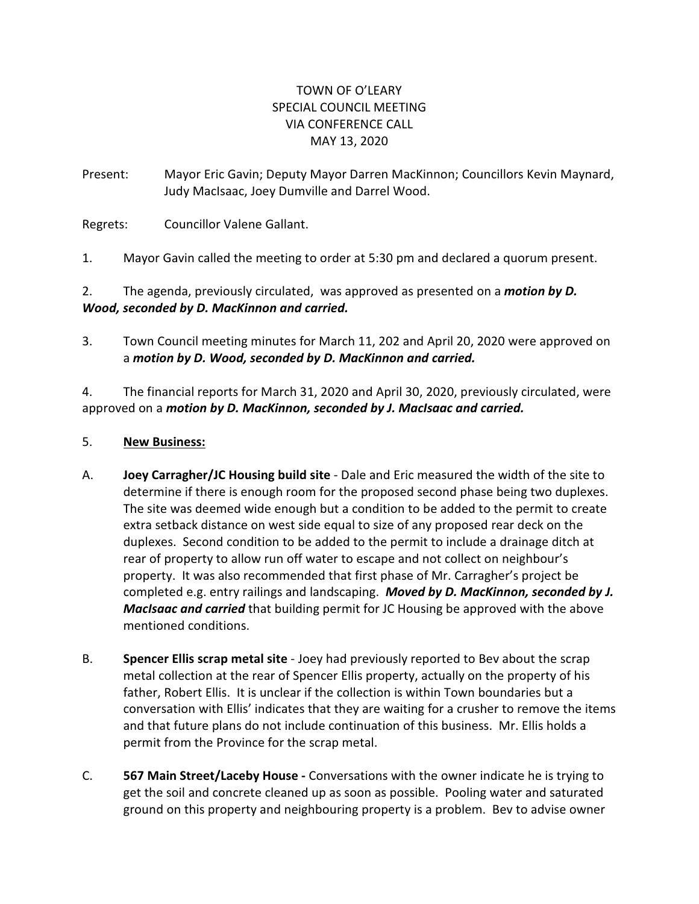TOWN OF O'LEARY
SPECIAL COUNCIL MEETING
VIA CONFERENCE CALL
MAY 13, 2020

Present: Mayor Eric Gavin; Deputy Mayor Darren MacKinnon; Councillors Kevin Maynard, Judy MacIsaac, Joey Dumville and Darrel Wood.

Regrets: Councillor Valene Gallant.

1. Mayor Gavin called the meeting to order at 5:30 pm and declared a quorum present.

2. The agenda, previously circulated, was approved as presented on a ***motion by D. Wood, seconded by D. MacKinnon and carried.***

3. Town Council meeting minutes for March 11, 202 and April 20, 2020 were approved on a ***motion by D. Wood, seconded by D. MacKinnon and carried.***

4. The financial reports for March 31, 2020 and April 30, 2020, previously circulated, were approved on a ***motion by D. MacKinnon, seconded by J. MacIsaac and carried.***

5. **<u>New Business:</u>**

A. **Joey Carragher/JC Housing build site** - Dale and Eric measured the width of the site to determine if there is enough room for the proposed second phase being two duplexes. The site was deemed wide enough but a condition to be added to the permit to create extra setback distance on west side equal to size of any proposed rear deck on the duplexes. Second condition to be added to the permit to include a drainage ditch at rear of property to allow run off water to escape and not collect on neighbour's property. It was also recommended that first phase of Mr. Carragher's project be completed e.g. entry railings and landscaping. ***Moved by D. MacKinnon, seconded by J. MacIsaac and carried*** that building permit for JC Housing be approved with the above mentioned conditions.

B. **Spencer Ellis scrap metal site** - Joey had previously reported to Bev about the scrap metal collection at the rear of Spencer Ellis property, actually on the property of his father, Robert Ellis. It is unclear if the collection is within Town boundaries but a conversation with Ellis' indicates that they are waiting for a crusher to remove the items and that future plans do not include continuation of this business. Mr. Ellis holds a permit from the Province for the scrap metal.

C. **567 Main Street/Laceby House -** Conversations with the owner indicate he is trying to get the soil and concrete cleaned up as soon as possible. Pooling water and saturated ground on this property and neighbouring property is a problem. Bev to advise owner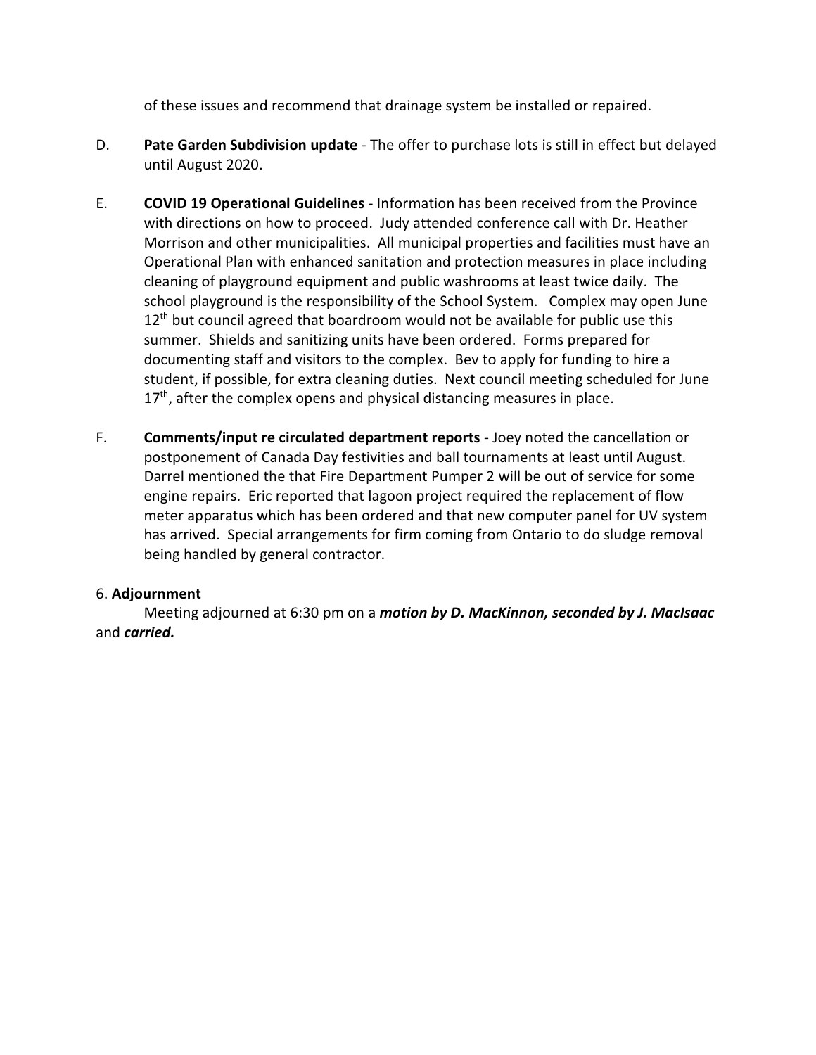of these issues and recommend that drainage system be installed or repaired.

D. **Pate Garden Subdivision update** - The offer to purchase lots is still in effect but delayed until August 2020.

E. **COVID 19 Operational Guidelines** - Information has been received from the Province with directions on how to proceed. Judy attended conference call with Dr. Heather Morrison and other municipalities. All municipal properties and facilities must have an Operational Plan with enhanced sanitation and protection measures in place including cleaning of playground equipment and public washrooms at least twice daily. The school playground is the responsibility of the School System. Complex may open June 12th but council agreed that boardroom would not be available for public use this summer. Shields and sanitizing units have been ordered. Forms prepared for documenting staff and visitors to the complex. Bev to apply for funding to hire a student, if possible, for extra cleaning duties. Next council meeting scheduled for June 17th, after the complex opens and physical distancing measures in place.

F. **Comments/input re circulated department reports** - Joey noted the cancellation or postponement of Canada Day festivities and ball tournaments at least until August. Darrel mentioned the that Fire Department Pumper 2 will be out of service for some engine repairs. Eric reported that lagoon project required the replacement of flow meter apparatus which has been ordered and that new computer panel for UV system has arrived. Special arrangements for firm coming from Ontario to do sludge removal being handled by general contractor.

6. **Adjournment**

Meeting adjourned at 6:30 pm on a ***motion by D. MacKinnon, seconded by J. MacIsaac*** and ***carried.***